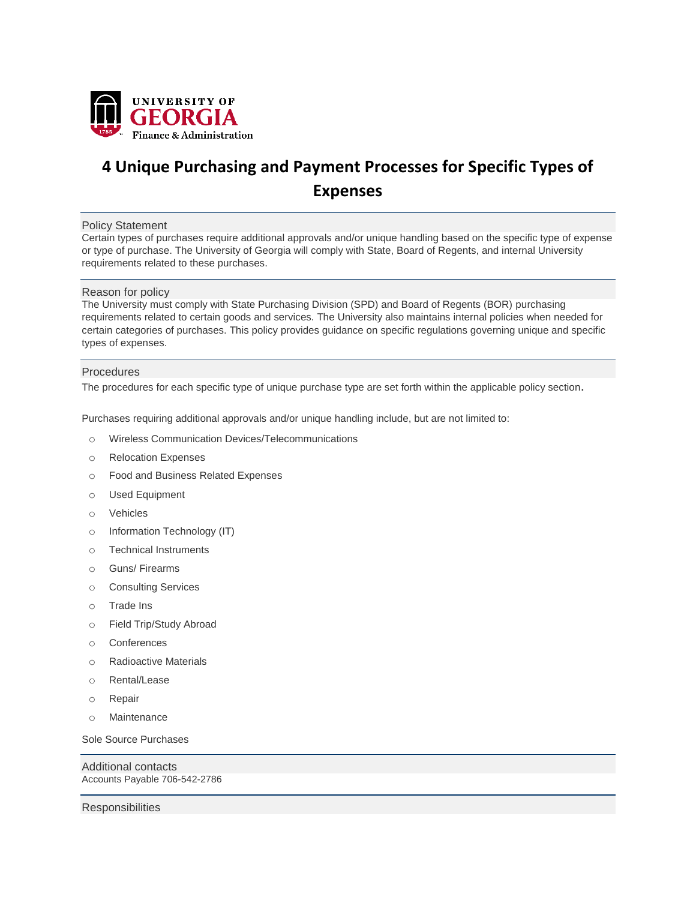UNIVERSITY OF GEORGIA
Finance & Administration

# 4 Unique Purchasing and Payment Processes for Specific Types of Expenses

## Policy Statement

Certain types of purchases require additional approvals and/or unique handling based on the specific type of expense or type of purchase. The University of Georgia will comply with State, Board of Regents, and internal University requirements related to these purchases.

## Reason for policy

The University must comply with State Purchasing Division (SPD) and Board of Regents (BOR) purchasing requirements related to certain goods and services. The University also maintains internal policies when needed for certain categories of purchases. This policy provides guidance on specific regulations governing unique and specific types of expenses.

## Procedures

The procedures for each specific type of unique purchase type are set forth within the applicable policy section.

Purchases requiring additional approvals and/or unique handling include, but are not limited to:

- Wireless Communication Devices/Telecommunications
- Relocation Expenses
- Food and Business Related Expenses
- Used Equipment
- Vehicles
- Information Technology (IT)
- Technical Instruments
- Guns/ Firearms
- Consulting Services
- Trade Ins
- Field Trip/Study Abroad
- Conferences
- Radioactive Materials
- Rental/Lease
- Repair
- Maintenance

Sole Source Purchases

## Additional contacts

Accounts Payable 706-542-2786

## Responsibilities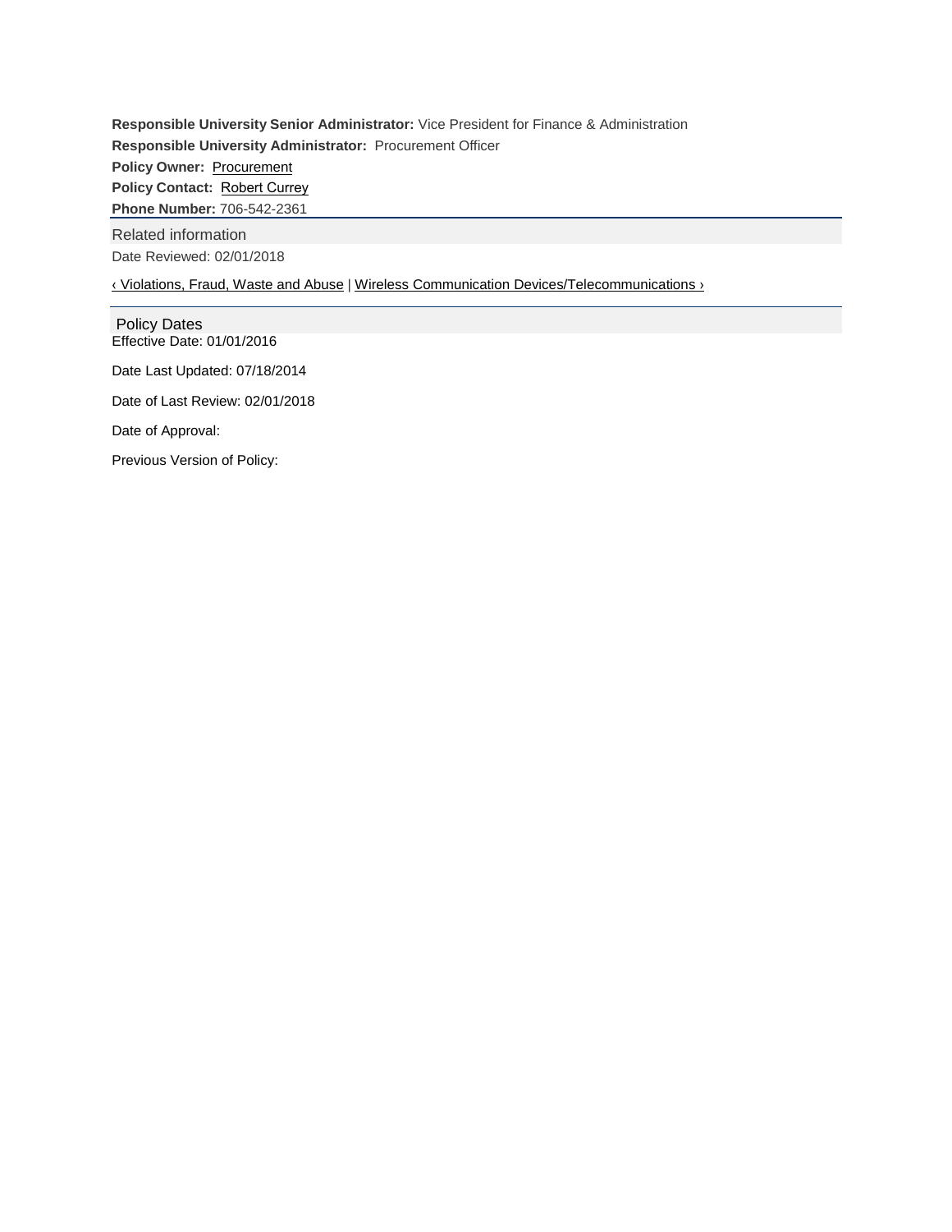**Responsible University Senior Administrator:** Vice President for Finance & Administration

**Responsible University Administrator:** Procurement Officer

**Policy Owner:** Procurement

**Policy Contact:** Robert Currey

**Phone Number:** 706-542-2361

## Related information

Date Reviewed: 02/01/2018

‹ Violations, Fraud, Waste and Abuse | Wireless Communication Devices/Telecommunications ›

## Policy Dates

Effective Date: 01/01/2016

Date Last Updated: 07/18/2014

Date of Last Review: 02/01/2018

Date of Approval:

Previous Version of Policy: